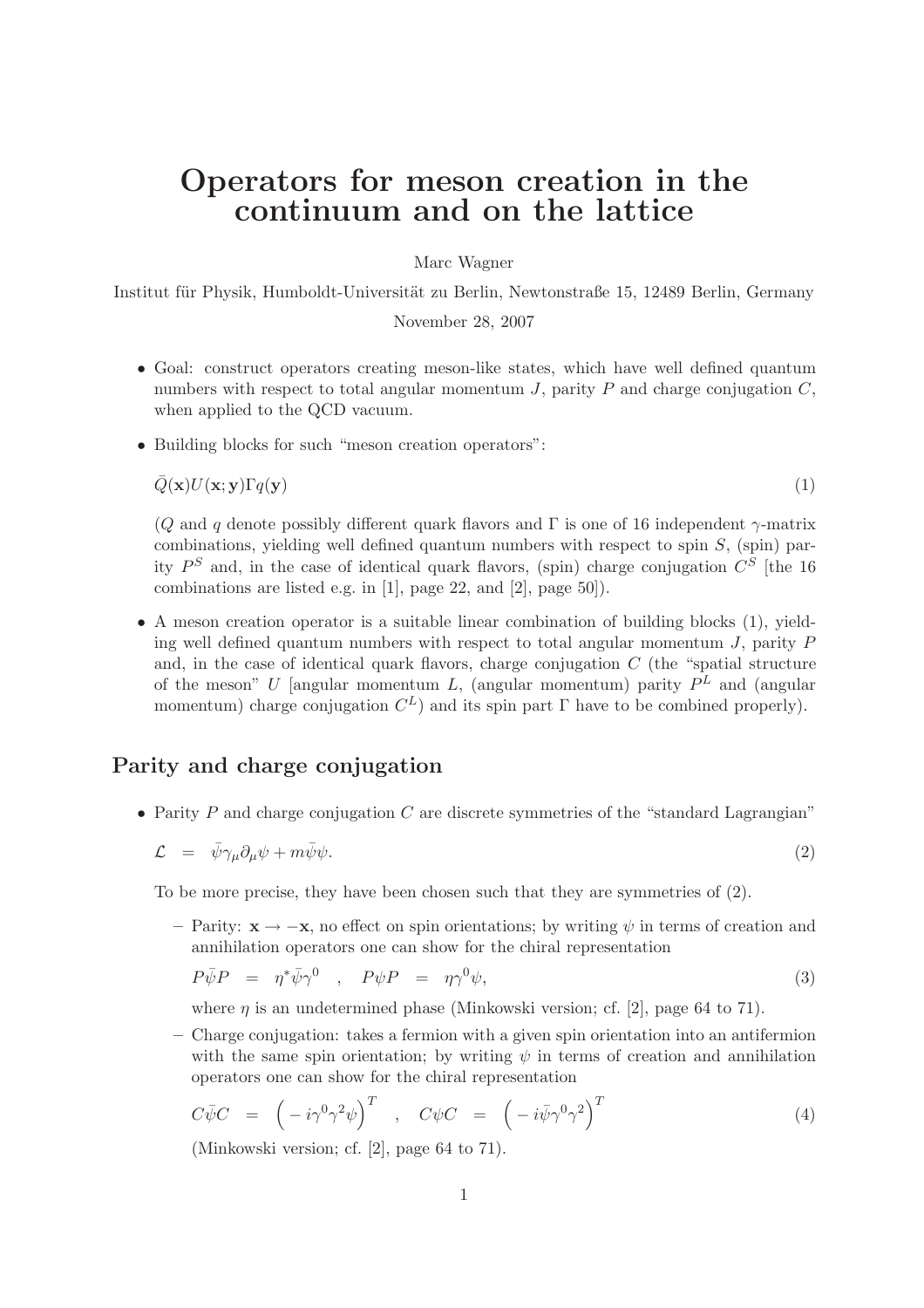# Operators for meson creation in the continuum and on the lattice

Marc Wagner

Institut für Physik, Humboldt-Universität zu Berlin, Newtonstraße 15, 12489 Berlin, Germany

November 28, 2007

- Goal: construct operators creating meson-like states, which have well defined quantum numbers with respect to total angular momentum $J$, parity $P$ and charge conjugation $C$, when applied to the QCD vacuum.

- Building blocks for such "meson creation operators":

$$\bar{Q}(\mathbf{x})U(\mathbf{x};\mathbf{y})\Gamma q(\mathbf{y}) \tag{1}$$

  ($Q$ and $q$ denote possibly different quark flavors and $\Gamma$ is one of 16 independent $\gamma$-matrix combinations, yielding well defined quantum numbers with respect to spin $S$, (spin) parity $P^S$ and, in the case of identical quark flavors, (spin) charge conjugation $C^S$ [the 16 combinations are listed e.g. in [1], page 22, and [2], page 50]).

- A meson creation operator is a suitable linear combination of building blocks (1), yielding well defined quantum numbers with respect to total angular momentum $J$, parity $P$ and, in the case of identical quark flavors, charge conjugation $C$ (the "spatial structure of the meson" $U$ [angular momentum $L$, (angular momentum) parity $P^L$ and (angular momentum) charge conjugation $C^L$) and its spin part $\Gamma$ have to be combined properly).

## Parity and charge conjugation

- Parity $P$ and charge conjugation $C$ are discrete symmetries of the "standard Lagrangian"

$$\mathcal{L} \quad = \quad \bar{\psi}\gamma_\mu \partial_\mu \psi + m\bar{\psi}\psi. \tag{2}$$

  To be more precise, they have been chosen such that they are symmetries of (2).

  - Parity: $\mathbf{x} \to -\mathbf{x}$, no effect on spin orientations; by writing $\psi$ in terms of creation and annihilation operators one can show for the chiral representation

$$P\bar{\psi}P \quad = \quad \eta^*\bar{\psi}\gamma^0 \quad , \quad P\psi P \quad = \quad \eta\gamma^0\psi, \tag{3}$$

    where $\eta$ is an undetermined phase (Minkowski version; cf. [2], page 64 to 71).

  - Charge conjugation: takes a fermion with a given spin orientation into an antifermion with the same spin orientation; by writing $\psi$ in terms of creation and annihilation operators one can show for the chiral representation

$$C\bar{\psi}C \quad = \quad \Big(-i\gamma^0\gamma^2\psi\Big)^T \quad , \quad C\psi C \quad = \quad \Big(-i\bar{\psi}\gamma^0\gamma^2\Big)^T \tag{4}$$

    (Minkowski version; cf. [2], page 64 to 71).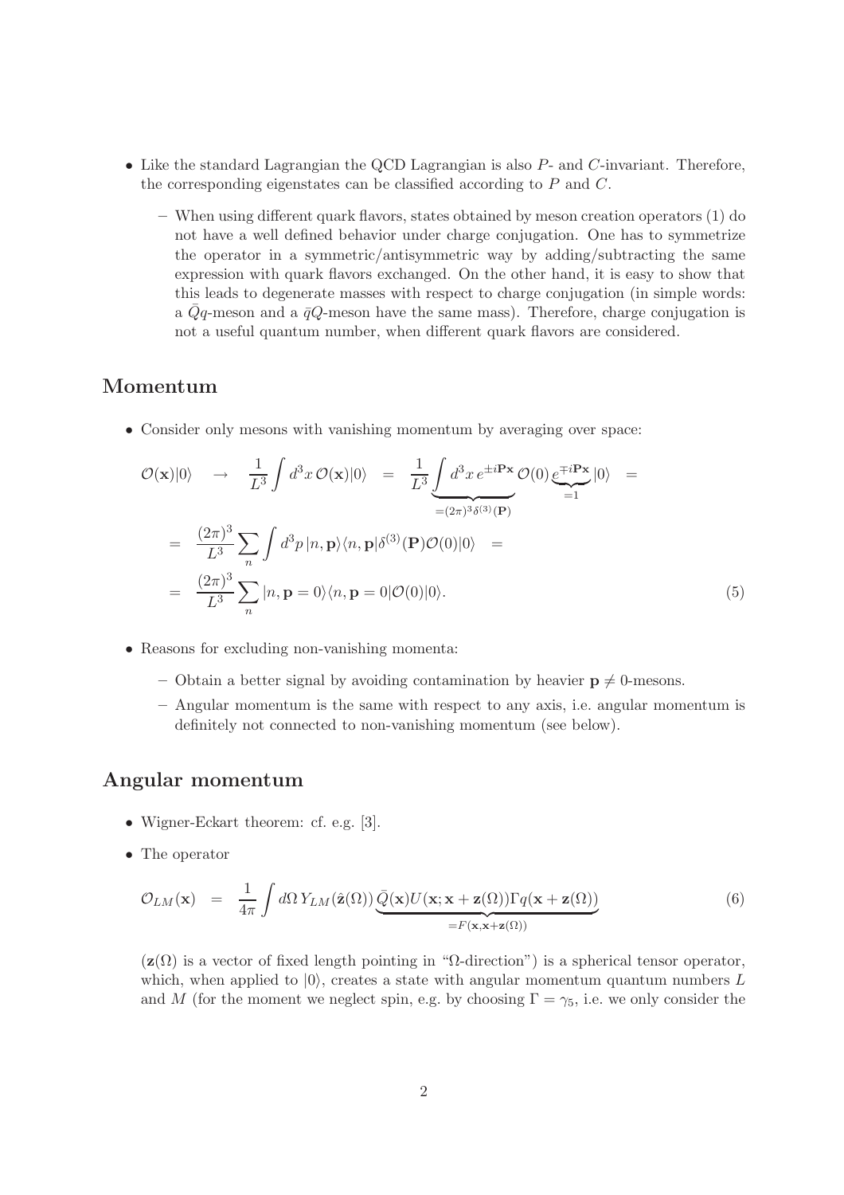- Like the standard Lagrangian the QCD Lagrangian is also $P$- and $C$-invariant. Therefore, the corresponding eigenstates can be classified according to $P$ and $C$.
  - When using different quark flavors, states obtained by meson creation operators (1) do not have a well defined behavior under charge conjugation. One has to symmetrize the operator in a symmetric/antisymmetric way by adding/subtracting the same expression with quark flavors exchanged. On the other hand, it is easy to show that this leads to degenerate masses with respect to charge conjugation (in simple words: a $\bar{Q}q$-meson and a $\bar{q}Q$-meson have the same mass). Therefore, charge conjugation is not a useful quantum number, when different quark flavors are considered.

## Momentum

- Consider only mesons with vanishing momentum by averaging over space:

$$\begin{aligned}
\mathcal{O}(\mathbf{x})|0\rangle \quad &\rightarrow \quad \frac{1}{L^3}\int d^3x\, \mathcal{O}(\mathbf{x})|0\rangle \quad = \quad \frac{1}{L^3}\underbrace{\int d^3x\, e^{\pm i\mathbf{P}\mathbf{x}}}_{=(2\pi)^3\delta^{(3)}(\mathbf{P})}\mathcal{O}(0)\underbrace{e^{\mp i\mathbf{P}\mathbf{x}}}_{=1}|0\rangle \quad = \\
&= \quad \frac{(2\pi)^3}{L^3}\sum_n \int d^3p\, |n,\mathbf{p}\rangle\langle n,\mathbf{p}|\delta^{(3)}(\mathbf{P})\mathcal{O}(0)|0\rangle \quad = \\
&= \quad \frac{(2\pi)^3}{L^3}\sum_n |n,\mathbf{p}=0\rangle\langle n,\mathbf{p}=0|\mathcal{O}(0)|0\rangle. \qquad (5)
\end{aligned}$$

- Reasons for excluding non-vanishing momenta:
  - Obtain a better signal by avoiding contamination by heavier $\mathbf{p} \neq 0$-mesons.
  - Angular momentum is the same with respect to any axis, i.e. angular momentum is definitely not connected to non-vanishing momentum (see below).

## Angular momentum

- Wigner-Eckart theorem: cf. e.g. [3].
- The operator

$$\mathcal{O}_{LM}(\mathbf{x}) \quad = \quad \frac{1}{4\pi}\int d\Omega\, Y_{LM}(\hat{\mathbf{z}}(\Omega))\underbrace{\bar{Q}(\mathbf{x})U(\mathbf{x};\mathbf{x}+\mathbf{z}(\Omega))\Gamma q(\mathbf{x}+\mathbf{z}(\Omega))}_{=F(\mathbf{x},\mathbf{x}+\mathbf{z}(\Omega))} \qquad (6)$$

($\mathbf{z}(\Omega)$ is a vector of fixed length pointing in "$\Omega$-direction") is a spherical tensor operator, which, when applied to $|0\rangle$, creates a state with angular momentum quantum numbers $L$ and $M$ (for the moment we neglect spin, e.g. by choosing $\Gamma = \gamma_5$, i.e. we only consider the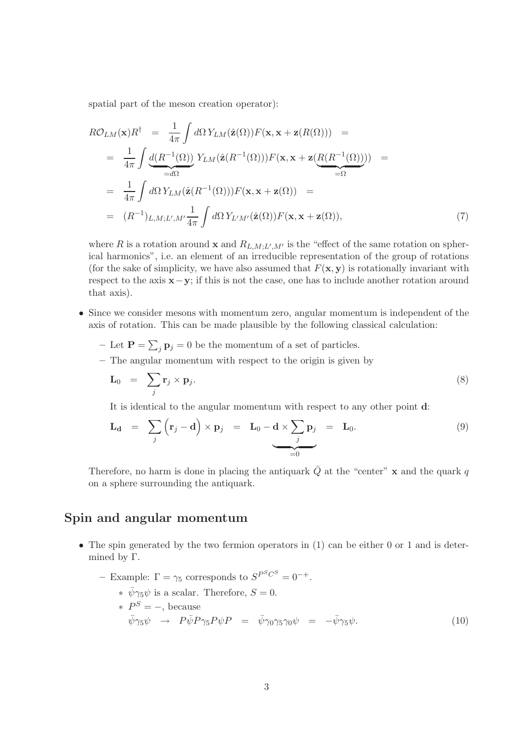spatial part of the meson creation operator):

$$
\begin{aligned}
R\mathcal{O}_{LM}(\mathbf{x})R^\dagger &= \frac{1}{4\pi}\int d\Omega\, Y_{LM}(\hat{\mathbf{z}}(\Omega))F(\mathbf{x},\mathbf{x}+\mathbf{z}(R(\Omega))) = \\
&= \frac{1}{4\pi}\int \underbrace{d(R^{-1}(\Omega))}_{=d\Omega}\, Y_{LM}(\hat{\mathbf{z}}(R^{-1}(\Omega)))F(\mathbf{x},\mathbf{x}+\mathbf{z}(\underbrace{R(R^{-1}(\Omega))}_{=\Omega})) = \\
&= \frac{1}{4\pi}\int d\Omega\, Y_{LM}(\hat{\mathbf{z}}(R^{-1}(\Omega)))F(\mathbf{x},\mathbf{x}+\mathbf{z}(\Omega)) = \\
&= (R^{-1})_{L,M;L',M'}\frac{1}{4\pi}\int d\Omega\, Y_{L'M'}(\hat{\mathbf{z}}(\Omega))F(\mathbf{x},\mathbf{x}+\mathbf{z}(\Omega)), \qquad (7)
\end{aligned}
$$

where $R$ is a rotation around $\mathbf{x}$ and $R_{L,M;L',M'}$ is the "effect of the same rotation on spherical harmonics", i.e. an element of an irreducible representation of the group of rotations (for the sake of simplicity, we have also assumed that $F(\mathbf{x},\mathbf{y})$ is rotationally invariant with respect to the axis $\mathbf{x}-\mathbf{y}$; if this is not the case, one has to include another rotation around that axis).

- Since we consider mesons with momentum zero, angular momentum is independent of the axis of rotation. This can be made plausible by the following classical calculation:
  - Let $\mathbf{P} = \sum_j \mathbf{p}_j = 0$ be the momentum of a set of particles.
  - The angular momentum with respect to the origin is given by

$$
\mathbf{L}_0 = \sum_j \mathbf{r}_j \times \mathbf{p}_j. \qquad (8)
$$

It is identical to the angular momentum with respect to any other point $\mathbf{d}$:

$$
\mathbf{L}_{\mathbf{d}} = \sum_j \Big(\mathbf{r}_j - \mathbf{d}\Big)\times \mathbf{p}_j = \mathbf{L}_0 - \mathbf{d}\times\underbrace{\sum_j \mathbf{p}_j}_{=0} = \mathbf{L}_0. \qquad (9)
$$

Therefore, no harm is done in placing the antiquark $\bar{Q}$ at the "center" $\mathbf{x}$ and the quark $q$ on a sphere surrounding the antiquark.

## Spin and angular momentum

- The spin generated by the two fermion operators in (1) can be either 0 or 1 and is determined by $\Gamma$.
  - Example: $\Gamma = \gamma_5$ corresponds to $S^{P^S C^S} = 0^{-+}$.
    - $\bar{\psi}\gamma_5\psi$ is a scalar. Therefore, $S = 0$.
    - $P^S = -$, because

$$
\bar{\psi}\gamma_5\psi \rightarrow P\bar{\psi}P\gamma_5 P\psi P = \bar{\psi}\gamma_0\gamma_5\gamma_0\psi = -\bar{\psi}\gamma_5\psi. \qquad (10)
$$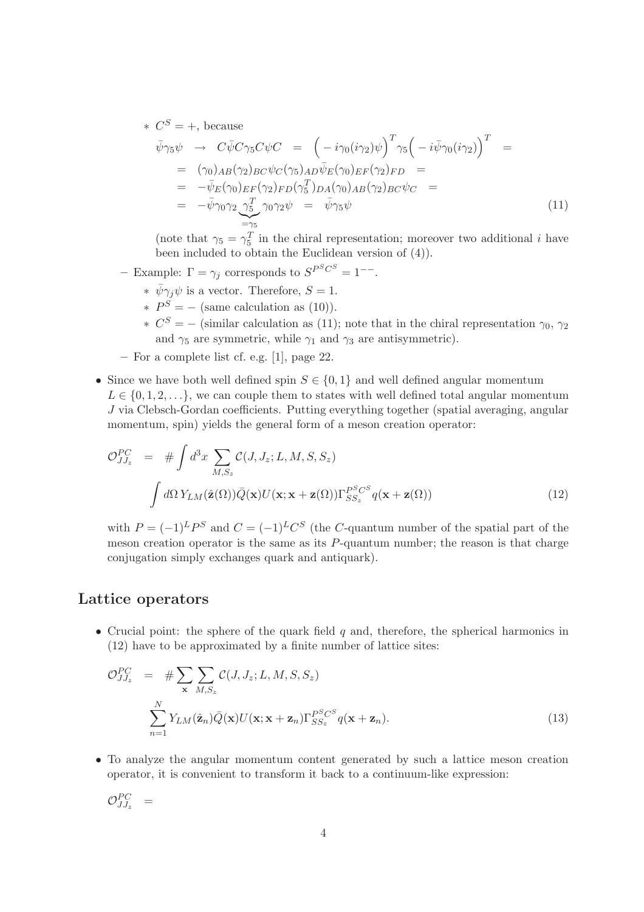- $C^S = +$, because

$$
\begin{aligned}
\bar{\psi}\gamma_5\psi \quad &\rightarrow \quad C\bar{\psi}C\gamma_5 C\psi C \quad = \quad \Big( - i\gamma_0(i\gamma_2)\psi\Big)^T \gamma_5 \Big( - i\bar{\psi}\gamma_0(i\gamma_2)\Big)^T \quad = \\
&= \quad (\gamma_0)_{AB}(\gamma_2)_{BC}\psi_C(\gamma_5)_{AD}\bar{\psi}_E(\gamma_0)_{EF}(\gamma_2)_{FD} \quad = \\
&= \quad -\bar{\psi}_E(\gamma_0)_{EF}(\gamma_2)_{FD}(\gamma_5^T)_{DA}(\gamma_0)_{AB}(\gamma_2)_{BC}\psi_C \quad = \\
&= \quad -\bar{\psi}\gamma_0\gamma_2 \underbrace{\gamma_5^T}_{=\gamma_5} \gamma_0\gamma_2\psi \quad = \quad \bar{\psi}\gamma_5\psi
\end{aligned} \tag{11}
$$

    (note that $\gamma_5 = \gamma_5^T$ in the chiral representation; moreover two additional $i$ have been included to obtain the Euclidean version of (4)).

- Example: $\Gamma = \gamma_j$ corresponds to $S^{P^S C^S} = 1^{--}$.
  - $\bar{\psi}\gamma_j\psi$ is a vector. Therefore, $S = 1$.
  - $P^S = -$ (same calculation as (10)).
  - $C^S = -$ (similar calculation as (11); note that in the chiral representation $\gamma_0$, $\gamma_2$ and $\gamma_5$ are symmetric, while $\gamma_1$ and $\gamma_3$ are antisymmetric).
- For a complete list cf. e.g. [1], page 22.

- Since we have both well defined spin $S \in \{0, 1\}$ and well defined angular momentum $L \in \{0, 1, 2, \ldots\}$, we can couple them to states with well defined total angular momentum $J$ via Clebsch-Gordan coefficients. Putting everything together (spatial averaging, angular momentum, spin) yields the general form of a meson creation operator:

$$
\begin{aligned}
\mathcal{O}^{PC}_{JJ_z} \quad &= \quad \# \int d^3x \sum_{M,S_z} \mathcal{C}(J, J_z; L, M, S, S_z) \\
&\int d\Omega \, Y_{LM}(\hat{\mathbf{z}}(\Omega))\bar{Q}(\mathbf{x})U(\mathbf{x}; \mathbf{x} + \mathbf{z}(\Omega))\Gamma^{P^S C^S}_{SS_z} q(\mathbf{x} + \mathbf{z}(\Omega))
\end{aligned} \tag{12}
$$

  with $P = (-1)^L P^S$ and $C = (-1)^L C^S$ (the $C$-quantum number of the spatial part of the meson creation operator is the same as its $P$-quantum number; the reason is that charge conjugation simply exchanges quark and antiquark).

## Lattice operators

- Crucial point: the sphere of the quark field $q$ and, therefore, the spherical harmonics in (12) have to be approximated by a finite number of lattice sites:

$$
\begin{aligned}
\mathcal{O}^{PC}_{JJ_z} \quad &= \quad \# \sum_{\mathbf{x}} \sum_{M,S_z} \mathcal{C}(J, J_z; L, M, S, S_z) \\
&\sum_{n=1}^{N} Y_{LM}(\hat{\mathbf{z}}_n)\bar{Q}(\mathbf{x})U(\mathbf{x}; \mathbf{x} + \mathbf{z}_n)\Gamma^{P^S C^S}_{SS_z} q(\mathbf{x} + \mathbf{z}_n).
\end{aligned} \tag{13}
$$

- To analyze the angular momentum content generated by such a lattice meson creation operator, it is convenient to transform it back to a continuum-like expression:

$$
\mathcal{O}^{PC}_{JJ_z} \quad =
$$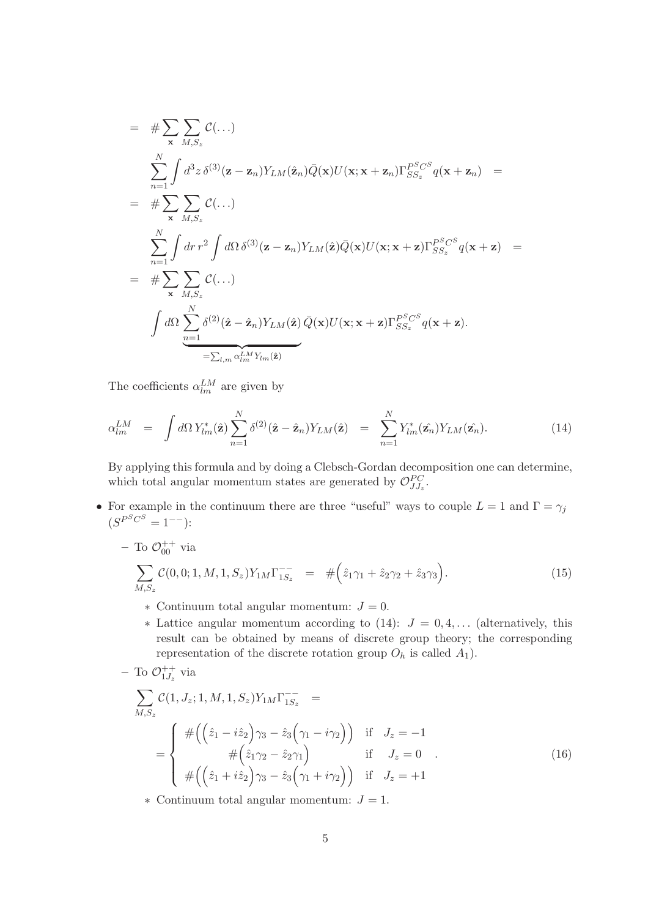$$
\begin{aligned}
&= \# \sum_{\mathbf{x}} \sum_{M,S_z} \mathcal{C}(\ldots) \\
&\quad \sum_{n=1}^{N} \int d^3 z \, \delta^{(3)}(\mathbf{z} - \mathbf{z}_n) Y_{LM}(\hat{\mathbf{z}}_n) \bar{Q}(\mathbf{x}) U(\mathbf{x}; \mathbf{x} + \mathbf{z}_n) \Gamma_{SS_z}^{P^S C^S} q(\mathbf{x} + \mathbf{z}_n) \quad = \\
&= \# \sum_{\mathbf{x}} \sum_{M,S_z} \mathcal{C}(\ldots) \\
&\quad \sum_{n=1}^{N} \int dr \, r^2 \int d\Omega \, \delta^{(3)}(\mathbf{z} - \mathbf{z}_n) Y_{LM}(\hat{\mathbf{z}}) \bar{Q}(\mathbf{x}) U(\mathbf{x}; \mathbf{x} + \mathbf{z}) \Gamma_{SS_z}^{P^S C^S} q(\mathbf{x} + \mathbf{z}) \quad = \\
&= \# \sum_{\mathbf{x}} \sum_{M,S_z} \mathcal{C}(\ldots) \\
&\quad \int d\Omega \, \underbrace{\sum_{n=1}^{N} \delta^{(2)}(\hat{\mathbf{z}} - \hat{\mathbf{z}}_n) Y_{LM}(\hat{\mathbf{z}})}_{= \sum_{l,m} \alpha_{lm}^{LM} Y_{lm}(\hat{\mathbf{z}})} \bar{Q}(\mathbf{x}) U(\mathbf{x}; \mathbf{x} + \mathbf{z}) \Gamma_{SS_z}^{P^S C^S} q(\mathbf{x} + \mathbf{z}).
\end{aligned}
$$

The coefficients $\alpha_{lm}^{LM}$ are given by

$$
\alpha_{lm}^{LM} \quad = \quad \int d\Omega \, Y_{lm}^*(\hat{\mathbf{z}}) \sum_{n=1}^{N} \delta^{(2)}(\hat{\mathbf{z}} - \hat{\mathbf{z}}_n) Y_{LM}(\hat{\mathbf{z}}) \quad = \quad \sum_{n=1}^{N} Y_{lm}^*(\hat{\mathbf{z}_n}) Y_{LM}(\hat{\mathbf{z}_n}). \tag{14}
$$

By applying this formula and by doing a Clebsch-Gordan decomposition one can determine, which total angular momentum states are generated by $\mathcal{O}_{JJ_z}^{PC}$.

- For example in the continuum there are three "useful" ways to couple $L = 1$ and $\Gamma = \gamma_j$ ($S^{P^S C^S} = 1^{--}$):
  - To $\mathcal{O}_{00}^{++}$ via

$$
\sum_{M,S_z} \mathcal{C}(0,0;1,M,1,S_z) Y_{1M} \Gamma_{1S_z}^{--} \quad = \quad \# \Big( \hat{z}_1 \gamma_1 + \hat{z}_2 \gamma_2 + \hat{z}_3 \gamma_3 \Big). \tag{15}
$$

    - Continuum total angular momentum: $J = 0$.
    - Lattice angular momentum according to (14): $J = 0, 4, \ldots$ (alternatively, this result can be obtained by means of discrete group theory; the corresponding representation of the discrete rotation group $O_h$ is called $A_1$).
  - To $\mathcal{O}_{1J_z}^{++}$ via

$$
\sum_{M,S_z} \mathcal{C}(1,J_z;1,M,1,S_z) Y_{1M} \Gamma_{1S_z}^{--} \quad = \\
= \left\{ \begin{array}{ccc} \# \Big( \Big( \hat{z}_1 - i\hat{z}_2 \Big) \gamma_3 - \hat{z}_3 \Big( \gamma_1 - i\gamma_2 \Big) \Big) & \text{if} & J_z = -1 \\ \# \Big( \hat{z}_1 \gamma_2 - \hat{z}_2 \gamma_1 \Big) & \text{if} & J_z = 0 \\ \# \Big( \Big( \hat{z}_1 + i\hat{z}_2 \Big) \gamma_3 - \hat{z}_3 \Big( \gamma_1 + i\gamma_2 \Big) \Big) & \text{if} & J_z = +1 \end{array} \right. . \tag{16}
$$

    - Continuum total angular momentum: $J = 1$.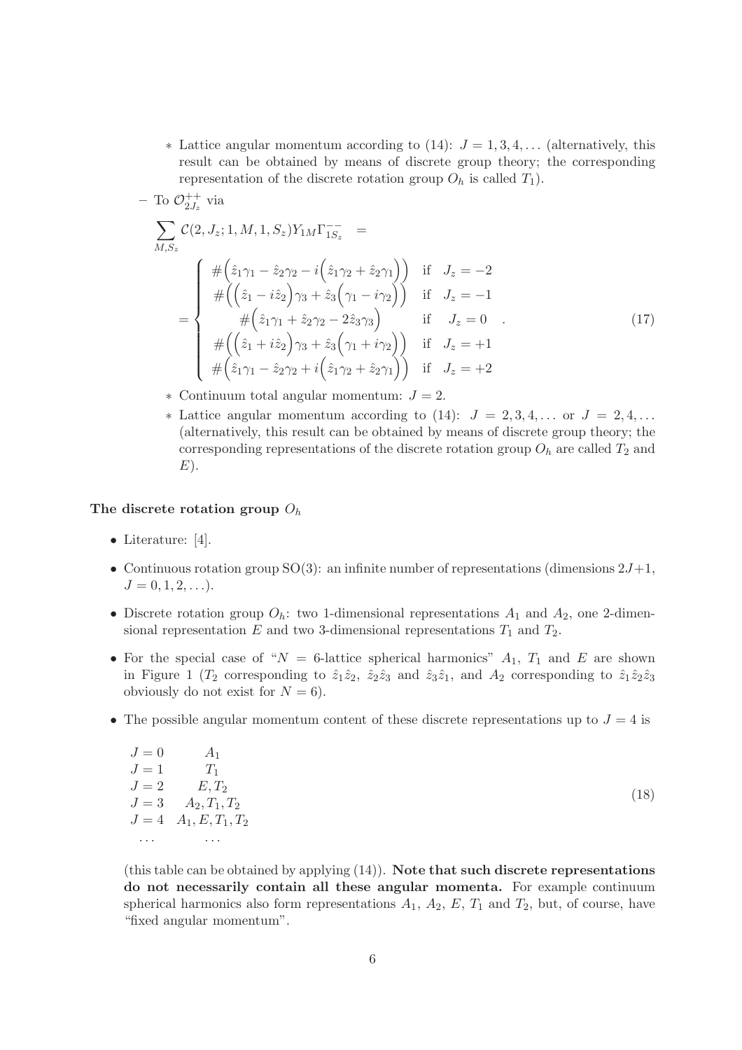* Lattice angular momentum according to (14): $J = 1, 3, 4, \ldots$ (alternatively, this result can be obtained by means of discrete group theory; the corresponding representation of the discrete rotation group $O_h$ is called $T_1$).

– To $\mathcal{O}^{++}_{2J_z}$ via

$$\sum_{M,S_z} \mathcal{C}(2, J_z; 1, M, 1, S_z) Y_{1M} \Gamma^{--}_{1S_z} = $$

$$= \left\{ \begin{array}{ll} \#\Big(\hat{z}_1\gamma_1 - \hat{z}_2\gamma_2 - i\Big(\hat{z}_1\gamma_2 + \hat{z}_2\gamma_1\Big)\Big) & \text{if} \quad J_z = -2 \\ \#\Big(\Big(\hat{z}_1 - i\hat{z}_2\Big)\gamma_3 + \hat{z}_3\Big(\gamma_1 - i\gamma_2\Big)\Big) & \text{if} \quad J_z = -1 \\ \#\Big(\hat{z}_1\gamma_1 + \hat{z}_2\gamma_2 - 2\hat{z}_3\gamma_3\Big) & \text{if} \quad J_z = 0 \\ \#\Big(\Big(\hat{z}_1 + i\hat{z}_2\Big)\gamma_3 + \hat{z}_3\Big(\gamma_1 + i\gamma_2\Big)\Big) & \text{if} \quad J_z = +1 \\ \#\Big(\hat{z}_1\gamma_1 - \hat{z}_2\gamma_2 + i\Big(\hat{z}_1\gamma_2 + \hat{z}_2\gamma_1\Big)\Big) & \text{if} \quad J_z = +2 \end{array} \right. . \quad (17)$$

* Continuum total angular momentum: $J = 2$.
* Lattice angular momentum according to (14): $J = 2, 3, 4, \ldots$ or $J = 2, 4, \ldots$ (alternatively, this result can be obtained by means of discrete group theory; the corresponding representations of the discrete rotation group $O_h$ are called $T_2$ and $E$).

### The discrete rotation group $O_h$

- Literature: [4].
- Continuous rotation group SO(3): an infinite number of representations (dimensions $2J+1$, $J = 0, 1, 2, \ldots$).
- Discrete rotation group $O_h$: two 1-dimensional representations $A_1$ and $A_2$, one 2-dimensional representation $E$ and two 3-dimensional representations $T_1$ and $T_2$.
- For the special case of "$N = 6$-lattice spherical harmonics" $A_1$, $T_1$ and $E$ are shown in Figure 1 ($T_2$ corresponding to $\hat{z}_1\hat{z}_2$, $\hat{z}_2\hat{z}_3$ and $\hat{z}_3\hat{z}_1$, and $A_2$ corresponding to $\hat{z}_1\hat{z}_2\hat{z}_3$ obviously do not exist for $N = 6$).
- The possible angular momentum content of these discrete representations up to $J = 4$ is

$$\begin{array}{ll} J = 0 & A_1 \\ J = 1 & T_1 \\ J = 2 & E, T_2 \\ J = 3 & A_2, T_1, T_2 \\ J = 4 & A_1, E, T_1, T_2 \\ \ldots & \ldots \end{array} \quad (18)$$

(this table can be obtained by applying (14)). **Note that such discrete representations do not necessarily contain all these angular momenta.** For example continuum spherical harmonics also form representations $A_1$, $A_2$, $E$, $T_1$ and $T_2$, but, of course, have "fixed angular momentum".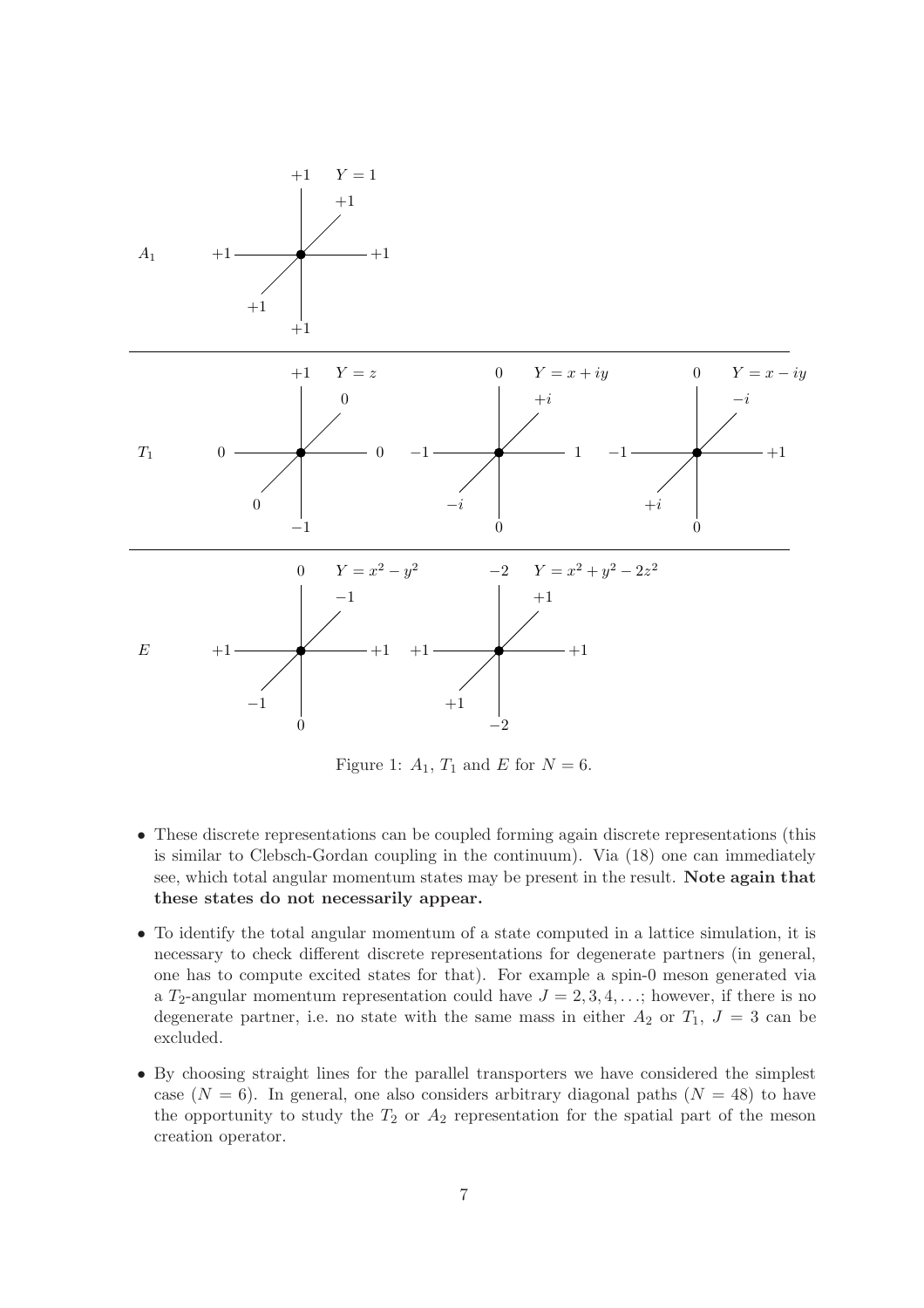Figure 1: $A_1$, $T_1$ and $E$ for $N = 6$.

- These discrete representations can be coupled forming again discrete representations (this is similar to Clebsch-Gordan coupling in the continuum). Via (18) one can immediately see, which total angular momentum states may be present in the result. **Note again that these states do not necessarily appear.**

- To identify the total angular momentum of a state computed in a lattice simulation, it is necessary to check different discrete representations for degenerate partners (in general, one has to compute excited states for that). For example a spin-0 meson generated via a $T_2$-angular momentum representation could have $J = 2, 3, 4, \ldots$; however, if there is no degenerate partner, i.e. no state with the same mass in either $A_2$ or $T_1$, $J = 3$ can be excluded.

- By choosing straight lines for the parallel transporters we have considered the simplest case ($N = 6$). In general, one also considers arbitrary diagonal paths ($N = 48$) to have the opportunity to study the $T_2$ or $A_2$ representation for the spatial part of the meson creation operator.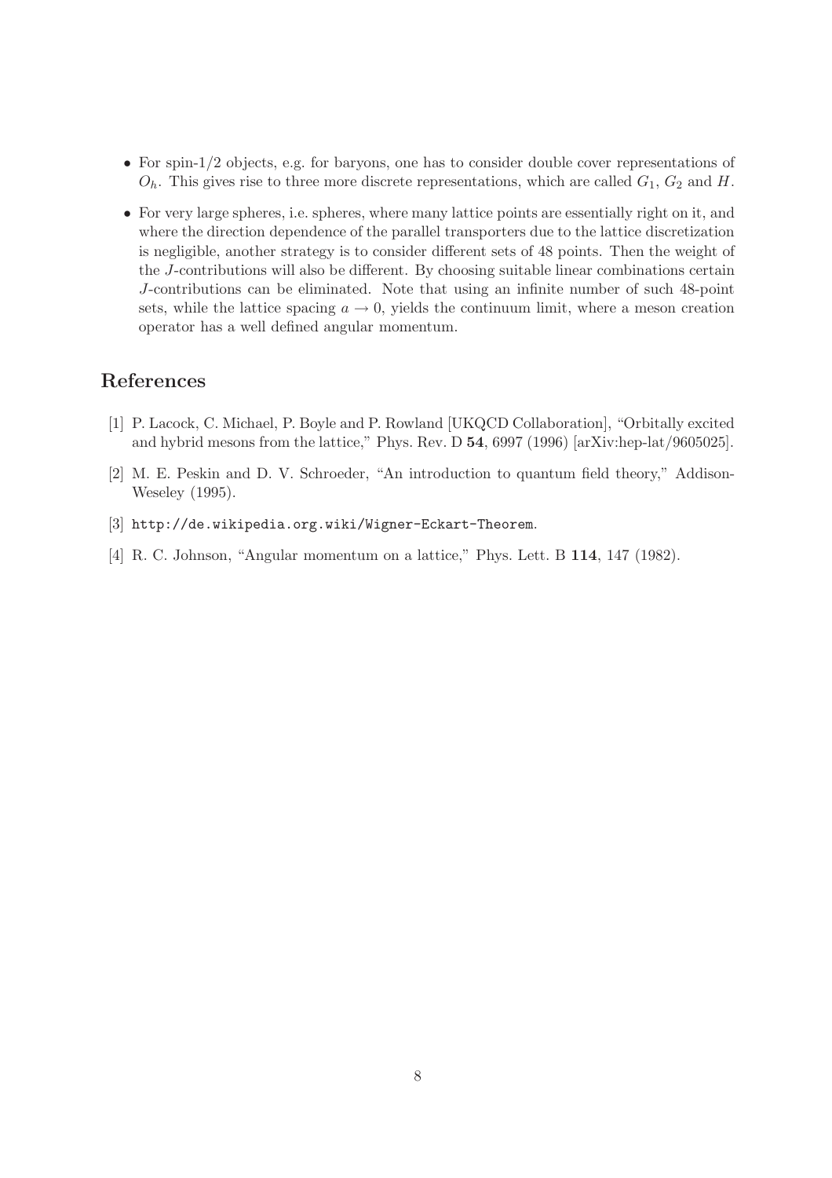- For spin-1/2 objects, e.g. for baryons, one has to consider double cover representations of $O_h$. This gives rise to three more discrete representations, which are called $G_1$, $G_2$ and $H$.
- For very large spheres, i.e. spheres, where many lattice points are essentially right on it, and where the direction dependence of the parallel transporters due to the lattice discretization is negligible, another strategy is to consider different sets of 48 points. Then the weight of the $J$-contributions will also be different. By choosing suitable linear combinations certain $J$-contributions can be eliminated. Note that using an infinite number of such 48-point sets, while the lattice spacing $a \to 0$, yields the continuum limit, where a meson creation operator has a well defined angular momentum.

## References

[1] P. Lacock, C. Michael, P. Boyle and P. Rowland [UKQCD Collaboration], "Orbitally excited and hybrid mesons from the lattice," Phys. Rev. D **54**, 6997 (1996) [arXiv:hep-lat/9605025].

[2] M. E. Peskin and D. V. Schroeder, "An introduction to quantum field theory," Addison-Weseley (1995).

[3] `http://de.wikipedia.org.wiki/Wigner-Eckart-Theorem`.

[4] R. C. Johnson, "Angular momentum on a lattice," Phys. Lett. B **114**, 147 (1982).